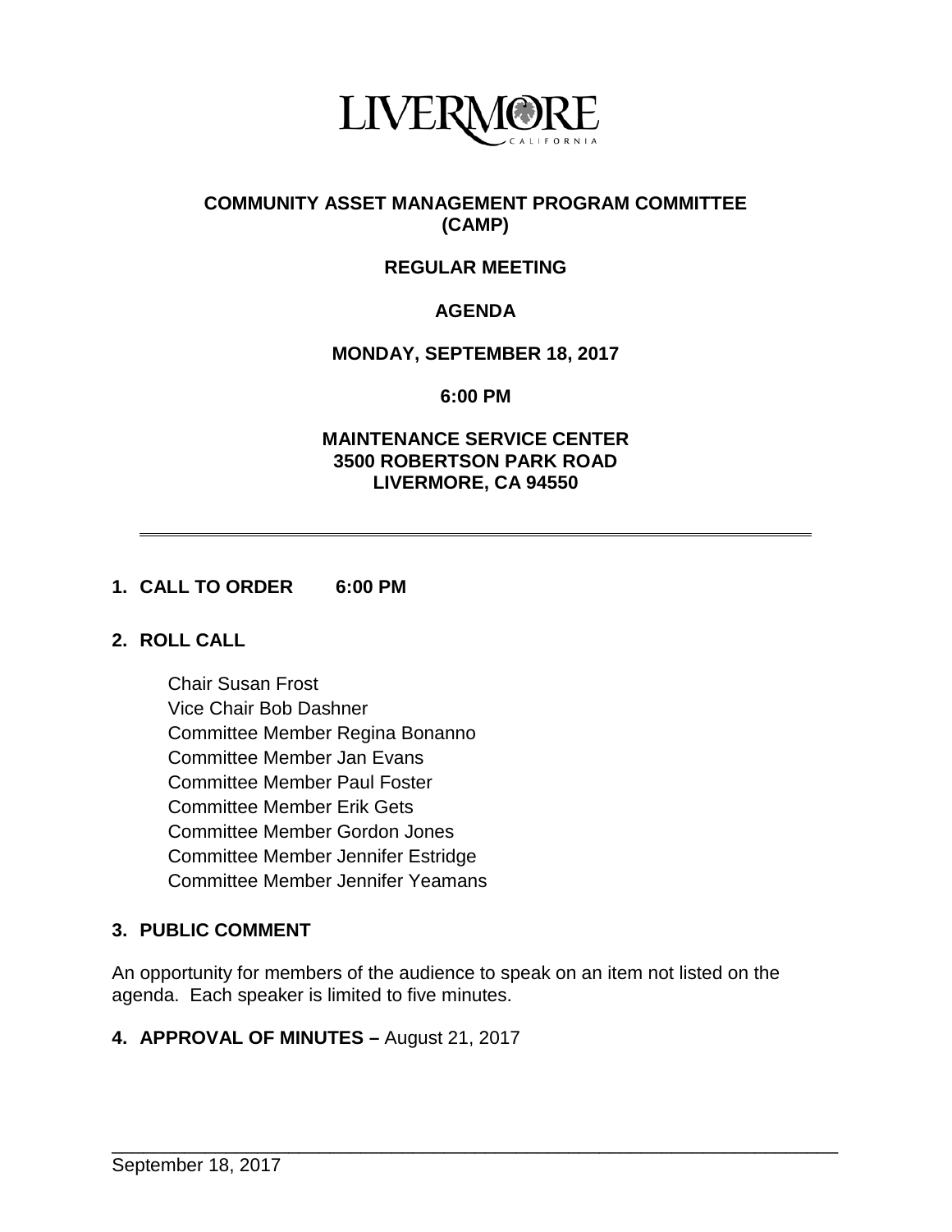LIVERMORE
CALIFORNIA

# COMMUNITY ASSET MANAGEMENT PROGRAM COMMITTEE (CAMP)

## REGULAR MEETING

## AGENDA

**MONDAY, SEPTEMBER 18, 2017**

**6:00 PM**

**MAINTENANCE SERVICE CENTER**
**3500 ROBERTSON PARK ROAD**
**LIVERMORE, CA 94550**

---

**1. CALL TO ORDER 6:00 PM**

**2. ROLL CALL**

Chair Susan Frost
Vice Chair Bob Dashner
Committee Member Regina Bonanno
Committee Member Jan Evans
Committee Member Paul Foster
Committee Member Erik Gets
Committee Member Gordon Jones
Committee Member Jennifer Estridge
Committee Member Jennifer Yeamans

**3. PUBLIC COMMENT**

An opportunity for members of the audience to speak on an item not listed on the agenda. Each speaker is limited to five minutes.

**4. APPROVAL OF MINUTES –** August 21, 2017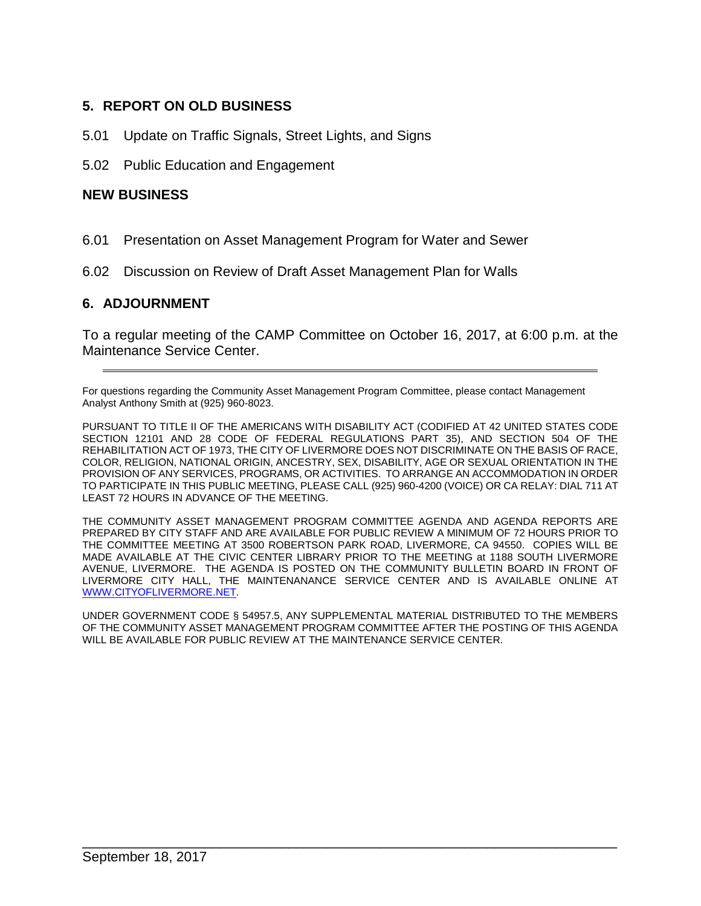## 5. REPORT ON OLD BUSINESS

5.01 Update on Traffic Signals, Street Lights, and Signs

5.02 Public Education and Engagement

## NEW BUSINESS

6.01 Presentation on Asset Management Program for Water and Sewer

6.02 Discussion on Review of Draft Asset Management Plan for Walls

## 6. ADJOURNMENT

To a regular meeting of the CAMP Committee on October 16, 2017, at 6:00 p.m. at the Maintenance Service Center.

---

For questions regarding the Community Asset Management Program Committee, please contact Management Analyst Anthony Smith at (925) 960-8023.

PURSUANT TO TITLE II OF THE AMERICANS WITH DISABILITY ACT (CODIFIED AT 42 UNITED STATES CODE SECTION 12101 AND 28 CODE OF FEDERAL REGULATIONS PART 35), AND SECTION 504 OF THE REHABILITATION ACT OF 1973, THE CITY OF LIVERMORE DOES NOT DISCRIMINATE ON THE BASIS OF RACE, COLOR, RELIGION, NATIONAL ORIGIN, ANCESTRY, SEX, DISABILITY, AGE OR SEXUAL ORIENTATION IN THE PROVISION OF ANY SERVICES, PROGRAMS, OR ACTIVITIES. TO ARRANGE AN ACCOMMODATION IN ORDER TO PARTICIPATE IN THIS PUBLIC MEETING, PLEASE CALL (925) 960-4200 (VOICE) OR CA RELAY: DIAL 711 AT LEAST 72 HOURS IN ADVANCE OF THE MEETING.

THE COMMUNITY ASSET MANAGEMENT PROGRAM COMMITTEE AGENDA AND AGENDA REPORTS ARE PREPARED BY CITY STAFF AND ARE AVAILABLE FOR PUBLIC REVIEW A MINIMUM OF 72 HOURS PRIOR TO THE COMMITTEE MEETING AT 3500 ROBERTSON PARK ROAD, LIVERMORE, CA 94550. COPIES WILL BE MADE AVAILABLE AT THE CIVIC CENTER LIBRARY PRIOR TO THE MEETING at 1188 SOUTH LIVERMORE AVENUE, LIVERMORE. THE AGENDA IS POSTED ON THE COMMUNITY BULLETIN BOARD IN FRONT OF LIVERMORE CITY HALL, THE MAINTENANANCE SERVICE CENTER AND IS AVAILABLE ONLINE AT WWW.CITYOFLIVERMORE.NET.

UNDER GOVERNMENT CODE § 54957.5, ANY SUPPLEMENTAL MATERIAL DISTRIBUTED TO THE MEMBERS OF THE COMMUNITY ASSET MANAGEMENT PROGRAM COMMITTEE AFTER THE POSTING OF THIS AGENDA WILL BE AVAILABLE FOR PUBLIC REVIEW AT THE MAINTENANCE SERVICE CENTER.